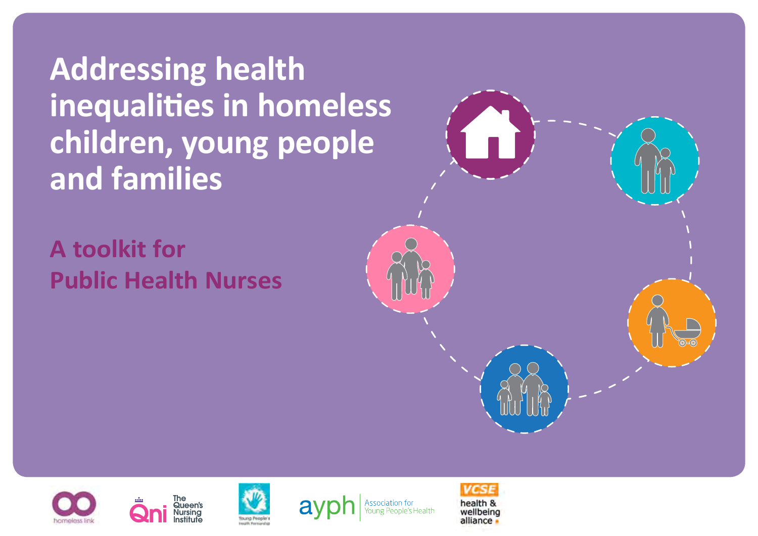# Addressing health inequalities in homeless children, young people and families

## A toolkit for Public Health Nurses

homeless link

The Queen's Nursing Institute

Young People's Health Partnership

ayph Association for Young People's Health

VCSE health & wellbeing alliance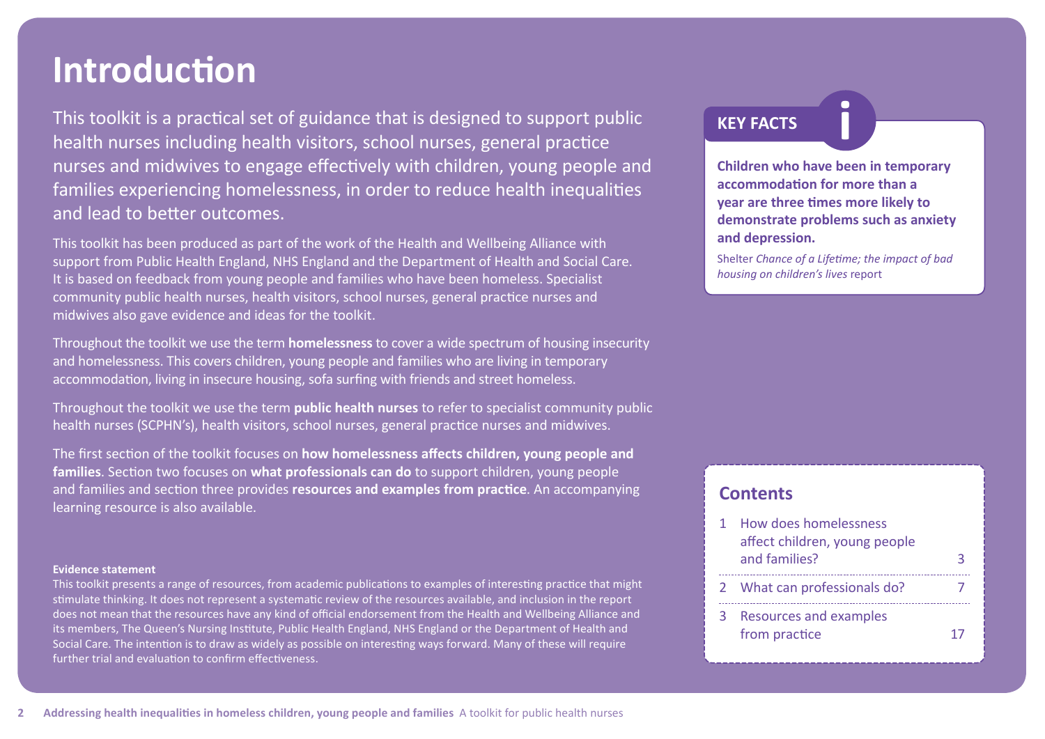# Introduction

This toolkit is a practical set of guidance that is designed to support public health nurses including health visitors, school nurses, general practice nurses and midwives to engage effectively with children, young people and families experiencing homelessness, in order to reduce health inequalities and lead to better outcomes.

This toolkit has been produced as part of the work of the Health and Wellbeing Alliance with support from Public Health England, NHS England and the Department of Health and Social Care. It is based on feedback from young people and families who have been homeless. Specialist community public health nurses, health visitors, school nurses, general practice nurses and midwives also gave evidence and ideas for the toolkit.

Throughout the toolkit we use the term **homelessness** to cover a wide spectrum of housing insecurity and homelessness. This covers children, young people and families who are living in temporary accommodation, living in insecure housing, sofa surfing with friends and street homeless.

Throughout the toolkit we use the term **public health nurses** to refer to specialist community public health nurses (SCPHN's), health visitors, school nurses, general practice nurses and midwives.

The first section of the toolkit focuses on **how homelessness affects children, young people and families**. Section two focuses on **what professionals can do** to support children, young people and families and section three provides **resources and examples from practice**. An accompanying learning resource is also available.

**Evidence statement**

This toolkit presents a range of resources, from academic publications to examples of interesting practice that might stimulate thinking. It does not represent a systematic review of the resources available, and inclusion in the report does not mean that the resources have any kind of official endorsement from the Health and Wellbeing Alliance and its members, The Queen's Nursing Institute, Public Health England, NHS England or the Department of Health and Social Care. The intention is to draw as widely as possible on interesting ways forward. Many of these will require further trial and evaluation to confirm effectiveness.

## KEY FACTS

**Children who have been in temporary accommodation for more than a year are three times more likely to demonstrate problems such as anxiety and depression.**

Shelter *Chance of a Lifetime; the impact of bad housing on children's lives* report

## Contents

| | | |
|---|---|---|
| 1 | How does homelessness affect children, young people and families? | 3 |
| 2 | What can professionals do? | 7 |
| 3 | Resources and examples from practice | 17 |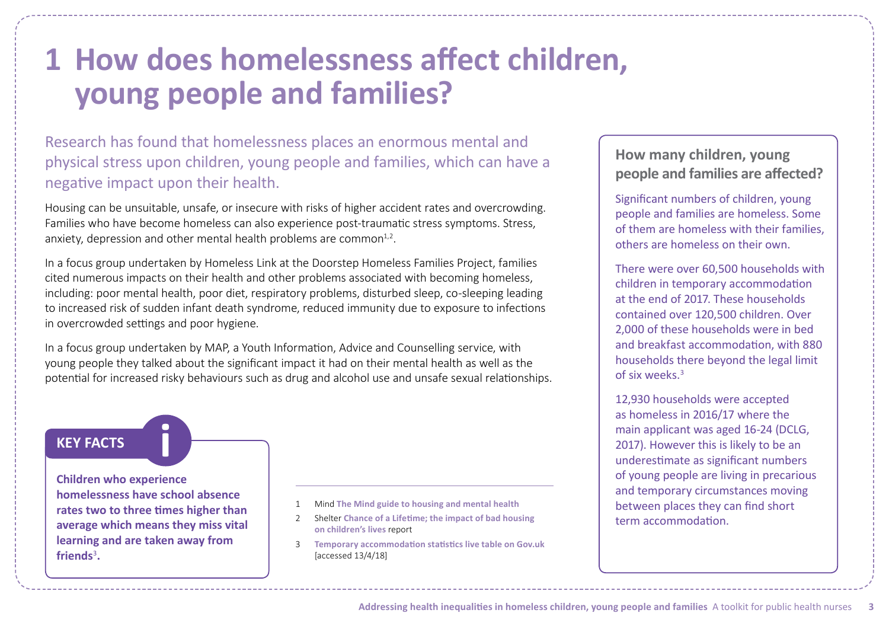# 1 How does homelessness affect children, young people and families?

Research has found that homelessness places an enormous mental and physical stress upon children, young people and families, which can have a negative impact upon their health.

Housing can be unsuitable, unsafe, or insecure with risks of higher accident rates and overcrowding. Families who have become homeless can also experience post-traumatic stress symptoms. Stress, anxiety, depression and other mental health problems are common[1,2].

In a focus group undertaken by Homeless Link at the Doorstep Homeless Families Project, families cited numerous impacts on their health and other problems associated with becoming homeless, including: poor mental health, poor diet, respiratory problems, disturbed sleep, co-sleeping leading to increased risk of sudden infant death syndrome, reduced immunity due to exposure to infections in overcrowded settings and poor hygiene.

In a focus group undertaken by MAP, a Youth Information, Advice and Counselling service, with young people they talked about the significant impact it had on their mental health as well as the potential for increased risky behaviours such as drug and alcohol use and unsafe sexual relationships.

**KEY FACTS**

**Children who experience homelessness have school absence rates two to three times higher than average which means they miss vital learning and are taken away from friends[3].**

### How many children, young people and families are affected?

Significant numbers of children, young people and families are homeless. Some of them are homeless with their families, others are homeless on their own.

There were over 60,500 households with children in temporary accommodation at the end of 2017. These households contained over 120,500 children. Over 2,000 of these households were in bed and breakfast accommodation, with 880 households there beyond the legal limit of six weeks.[3]

12,930 households were accepted as homeless in 2016/17 where the main applicant was aged 16-24 (DCLG, 2017). However this is likely to be an underestimate as significant numbers of young people are living in precarious and temporary circumstances moving between places they can find short term accommodation.

---

1 Mind **The Mind guide to housing and mental health**

2 Shelter **Chance of a Lifetime; the impact of bad housing on children's lives** report

3 **Temporary accommodation statistics live table on Gov.uk** [accessed 13/4/18]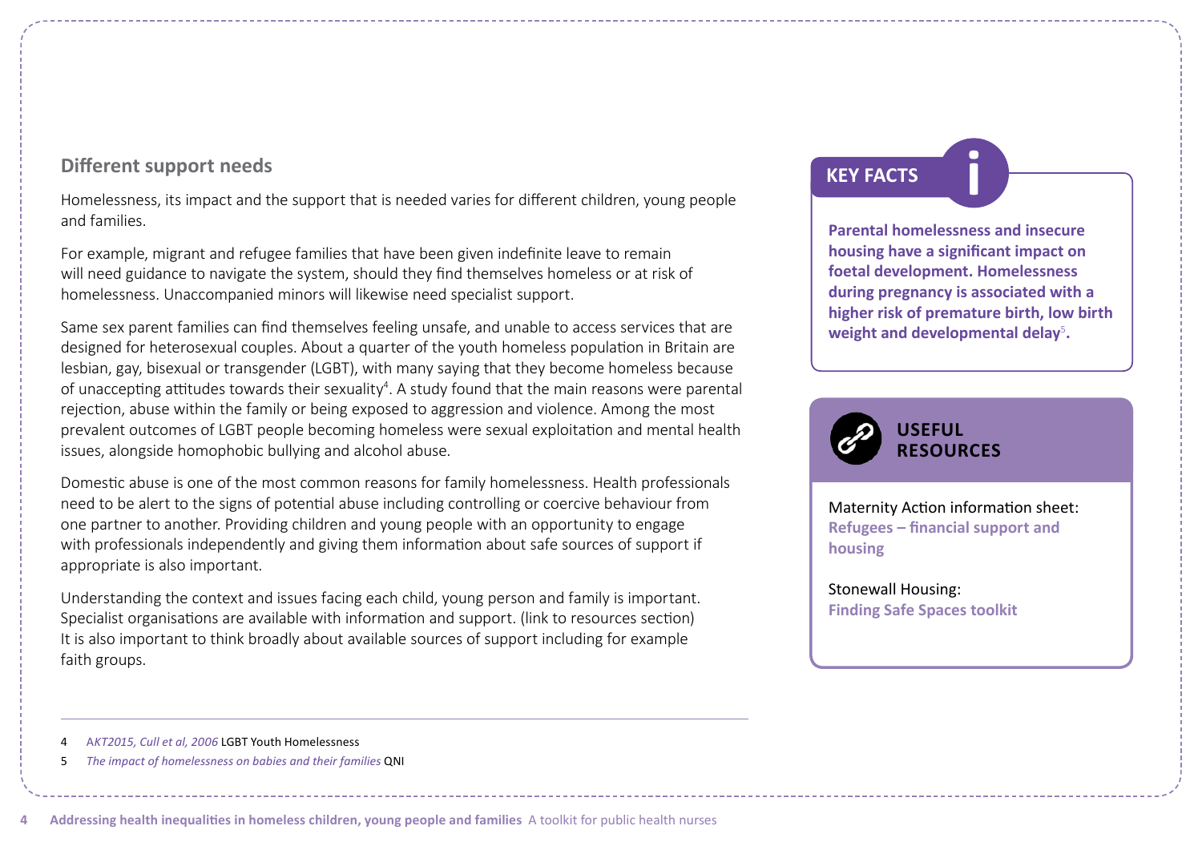## Different support needs

Homelessness, its impact and the support that is needed varies for different children, young people and families.

For example, migrant and refugee families that have been given indefinite leave to remain will need guidance to navigate the system, should they find themselves homeless or at risk of homelessness. Unaccompanied minors will likewise need specialist support.

Same sex parent families can find themselves feeling unsafe, and unable to access services that are designed for heterosexual couples. About a quarter of the youth homeless population in Britain are lesbian, gay, bisexual or transgender (LGBT), with many saying that they become homeless because of unaccepting attitudes towards their sexuality[4]. A study found that the main reasons were parental rejection, abuse within the family or being exposed to aggression and violence. Among the most prevalent outcomes of LGBT people becoming homeless were sexual exploitation and mental health issues, alongside homophobic bullying and alcohol abuse.

Domestic abuse is one of the most common reasons for family homelessness. Health professionals need to be alert to the signs of potential abuse including controlling or coercive behaviour from one partner to another. Providing children and young people with an opportunity to engage with professionals independently and giving them information about safe sources of support if appropriate is also important.

Understanding the context and issues facing each child, young person and family is important. Specialist organisations are available with information and support. (link to resources section) It is also important to think broadly about available sources of support including for example faith groups.

### KEY FACTS

**Parental homelessness and insecure housing have a significant impact on foetal development. Homelessness during pregnancy is associated with a higher risk of premature birth, low birth weight and developmental delay[5].**

### USEFUL RESOURCES

Maternity Action information sheet:
**Refugees – financial support and housing**

Stonewall Housing:
**Finding Safe Spaces toolkit**

---

4 *AKT2015, Cull et al, 2006* LGBT Youth Homelessness

5 *The impact of homelessness on babies and their families* QNI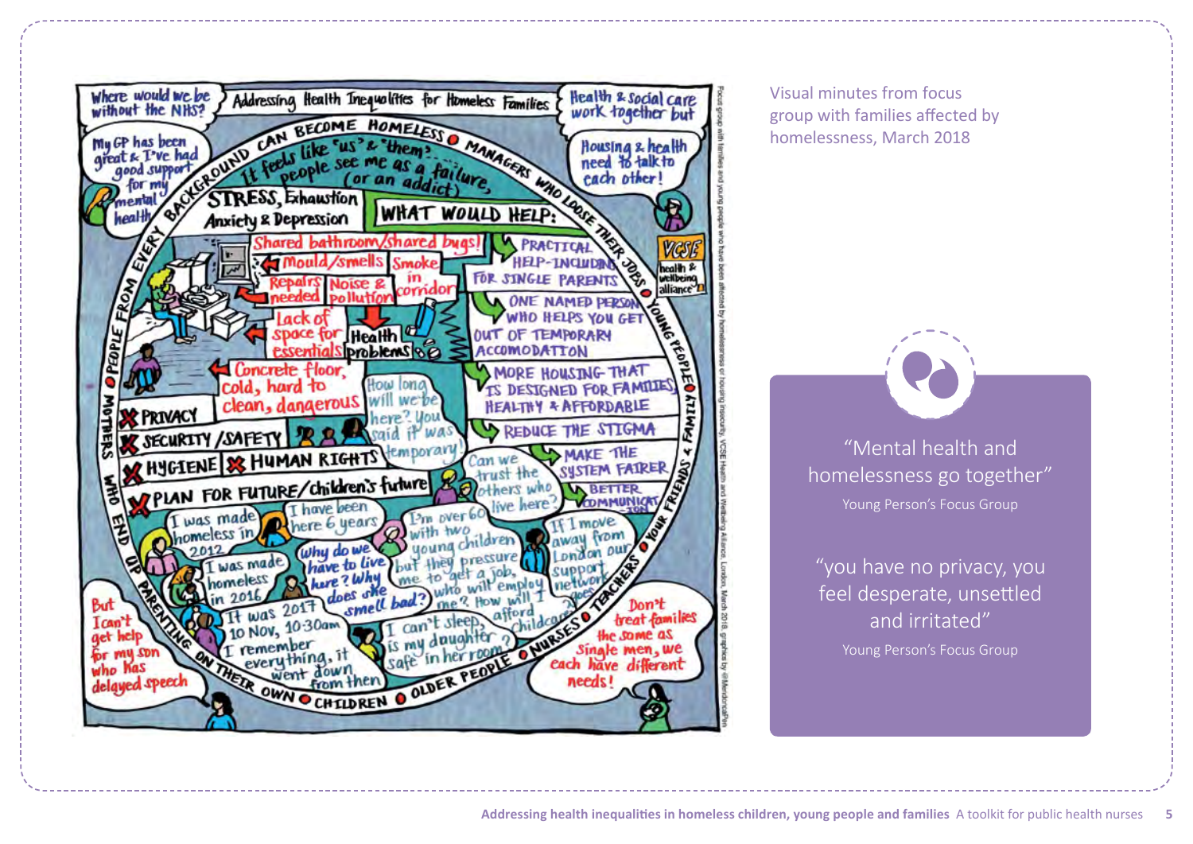Visual minutes from focus group with families affected by homelessness, March 2018

> “Mental health and homelessness go together”
>
> Young Person’s Focus Group

> “you have no privacy, you feel desperate, unsettled and irritated”
>
> Young Person’s Focus Group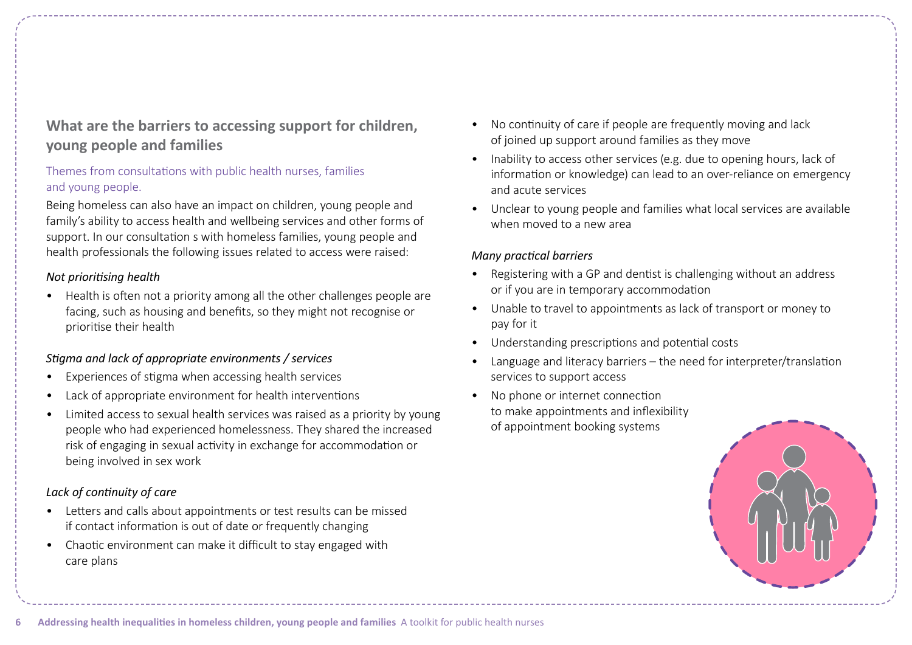## What are the barriers to accessing support for children, young people and families

Themes from consultations with public health nurses, families and young people.

Being homeless can also have an impact on children, young people and family's ability to access health and wellbeing services and other forms of support. In our consultation s with homeless families, young people and health professionals the following issues related to access were raised:

*Not prioritising health*

- Health is often not a priority among all the other challenges people are facing, such as housing and benefits, so they might not recognise or prioritise their health

*Stigma and lack of appropriate environments / services*

- Experiences of stigma when accessing health services
- Lack of appropriate environment for health interventions
- Limited access to sexual health services was raised as a priority by young people who had experienced homelessness. They shared the increased risk of engaging in sexual activity in exchange for accommodation or being involved in sex work

*Lack of continuity of care*

- Letters and calls about appointments or test results can be missed if contact information is out of date or frequently changing
- Chaotic environment can make it difficult to stay engaged with care plans
- No continuity of care if people are frequently moving and lack of joined up support around families as they move
- Inability to access other services (e.g. due to opening hours, lack of information or knowledge) can lead to an over-reliance on emergency and acute services
- Unclear to young people and families what local services are available when moved to a new area

*Many practical barriers*

- Registering with a GP and dentist is challenging without an address or if you are in temporary accommodation
- Unable to travel to appointments as lack of transport or money to pay for it
- Understanding prescriptions and potential costs
- Language and literacy barriers – the need for interpreter/translation services to support access
- No phone or internet connection to make appointments and inflexibility of appointment booking systems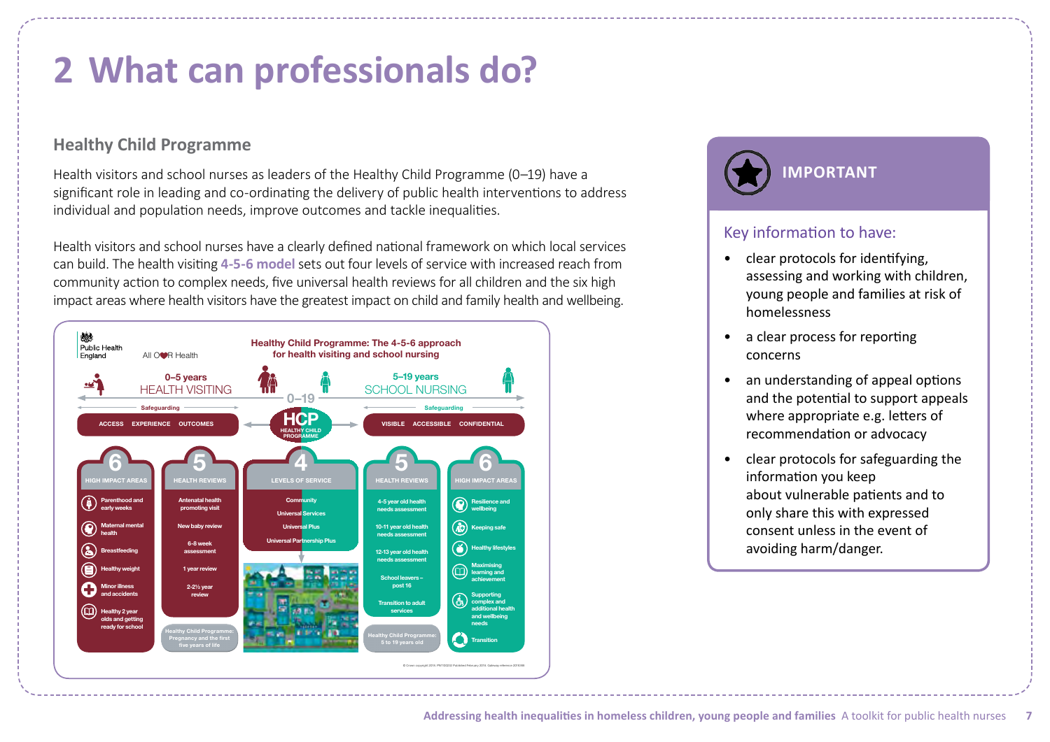# 2 What can professionals do?

## Healthy Child Programme

Health visitors and school nurses as leaders of the Healthy Child Programme (0–19) have a significant role in leading and co-ordinating the delivery of public health interventions to address individual and population needs, improve outcomes and tackle inequalities.

Health visitors and school nurses have a clearly defined national framework on which local services can build. The health visiting **4-5-6 model** sets out four levels of service with increased reach from community action to complex needs, five universal health reviews for all children and the six high impact areas where health visitors have the greatest impact on child and family health and wellbeing.

Public Health England | All Our Health

**Healthy Child Programme: The 4-5-6 approach for health visiting and school nursing**

**0–5 years** HEALTH VISITING — Safeguarding — ACCESS EXPERIENCE OUTCOMES

**0–19** HCP HEALTHY CHILD PROGRAMME

**5–19 years** SCHOOL NURSING — Safeguarding — VISIBLE ACCESSIBLE CONFIDENTIAL

**6 HIGH IMPACT AREAS** (0–5 years)
- Parenthood and early weeks
- Maternal mental health
- Breastfeeding
- Healthy weight
- Minor illness and accidents
- Healthy 2 year olds and getting ready for school

**5 HEALTH REVIEWS** (0–5 years)
- Antenatal health promoting visit
- New baby review
- 6-8 week assessment
- 1 year review
- 2-2½ year review

Healthy Child Programme: Pregnancy and the first five years of life

**4 LEVELS OF SERVICE**
- Community
- Universal Services
- Universal Plus
- Universal Partnership Plus

**5 HEALTH REVIEWS** (5–19 years)
- 4-5 year old health needs assessment
- 10-11 year old health needs assessment
- 12-13 year old health needs assessment
- School leavers – post 16
- Transition to adult services

Healthy Child Programme: 5 to 19 years old

**6 HIGH IMPACT AREAS** (5–19 years)
- Resilience and wellbeing
- Keeping safe
- Healthy lifestyles
- Maximising learning and achievement
- Supporting complex and additional health and wellbeing needs
- Transition

© Crown copyright 2016. PN1100202 Published February 2016. Gateway reference 2016188

---

### IMPORTANT

**Key information to have:**

- clear protocols for identifying, assessing and working with children, young people and families at risk of homelessness
- a clear process for reporting concerns
- an understanding of appeal options and the potential to support appeals where appropriate e.g. letters of recommendation or advocacy
- clear protocols for safeguarding the information you keep about vulnerable patients and to only share this with expressed consent unless in the event of avoiding harm/danger.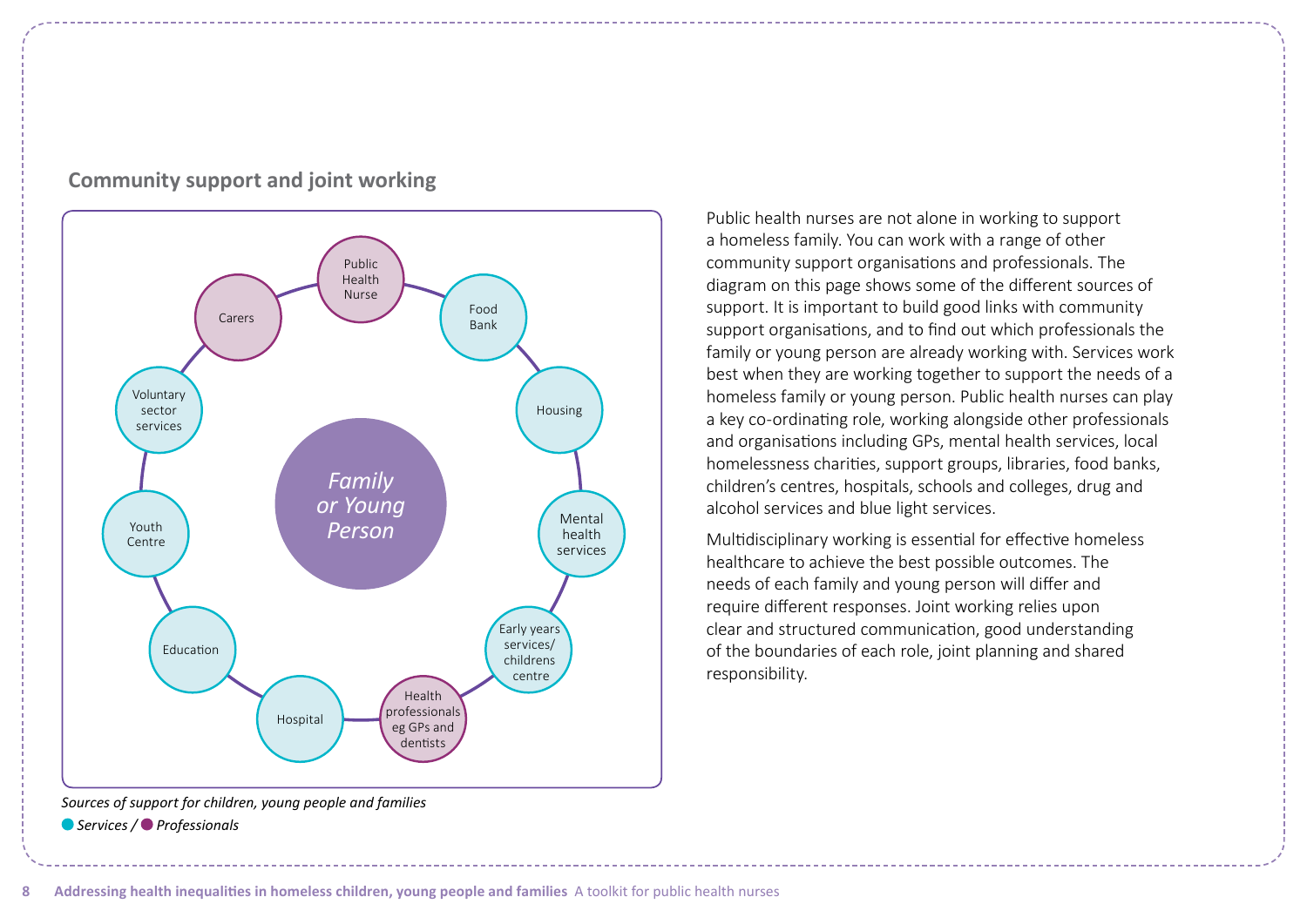## Community support and joint working

Family or Young Person

Public Health Nurse

Food Bank

Housing

Mental health services

Early years services/ childrens centre

Health professionals eg GPs and dentists

Hospital

Education

Youth Centre

Voluntary sector services

Carers

*Sources of support for children, young people and families*

*Services / Professionals*

Public health nurses are not alone in working to support a homeless family. You can work with a range of other community support organisations and professionals. The diagram on this page shows some of the different sources of support. It is important to build good links with community support organisations, and to find out which professionals the family or young person are already working with. Services work best when they are working together to support the needs of a homeless family or young person. Public health nurses can play a key co-ordinating role, working alongside other professionals and organisations including GPs, mental health services, local homelessness charities, support groups, libraries, food banks, children's centres, hospitals, schools and colleges, drug and alcohol services and blue light services.

Multidisciplinary working is essential for effective homeless healthcare to achieve the best possible outcomes. The needs of each family and young person will differ and require different responses. Joint working relies upon clear and structured communication, good understanding of the boundaries of each role, joint planning and shared responsibility.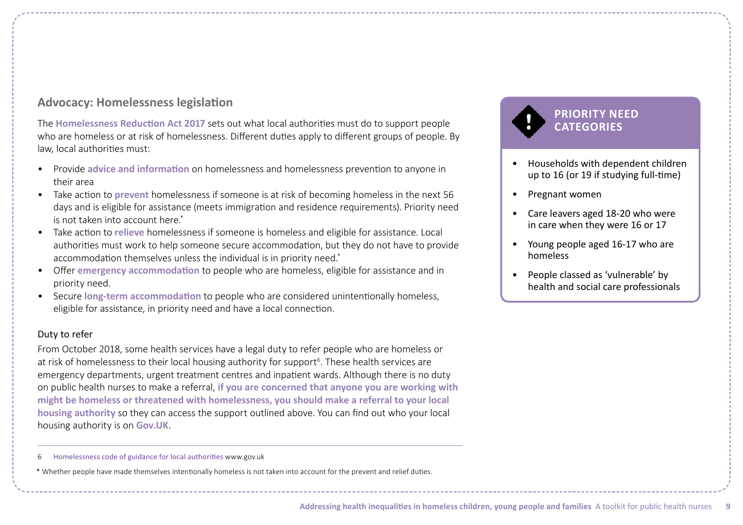## Advocacy: Homelessness legislation

The **Homelessness Reduction Act 2017** sets out what local authorities must do to support people who are homeless or at risk of homelessness. Different duties apply to different groups of people. By law, local authorities must:

- Provide **advice and information** on homelessness and homelessness prevention to anyone in their area
- Take action to **prevent** homelessness if someone is at risk of becoming homeless in the next 56 days and is eligible for assistance (meets immigration and residence requirements). Priority need is not taken into account here.*
- Take action to **relieve** homelessness if someone is homeless and eligible for assistance. Local authorities must work to help someone secure accommodation, but they do not have to provide accommodation themselves unless the individual is in priority need.*
- Offer **emergency accommodation** to people who are homeless, eligible for assistance and in priority need.
- Secure **long-term accommodation** to people who are considered unintentionally homeless, eligible for assistance, in priority need and have a local connection.

### Duty to refer

From October 2018, some health services have a legal duty to refer people who are homeless or at risk of homelessness to their local housing authority for support[6]. These health services are emergency departments, urgent treatment centres and inpatient wards. Although there is no duty on public health nurses to make a referral, **if you are concerned that anyone you are working with might be homeless or threatened with homelessness, you should make a referral to your local housing authority** so they can access the support outlined above. You can find out who your local housing authority is on **Gov.UK**.

### PRIORITY NEED CATEGORIES

- Households with dependent children up to 16 (or 19 if studying full-time)
- Pregnant women
- Care leavers aged 18-20 who were in care when they were 16 or 17
- Young people aged 16-17 who are homeless
- People classed as 'vulnerable' by health and social care professionals

---

6 Homelessness code of guidance for local authorities www.gov.uk

\* Whether people have made themselves intentionally homeless is not taken into account for the prevent and relief duties.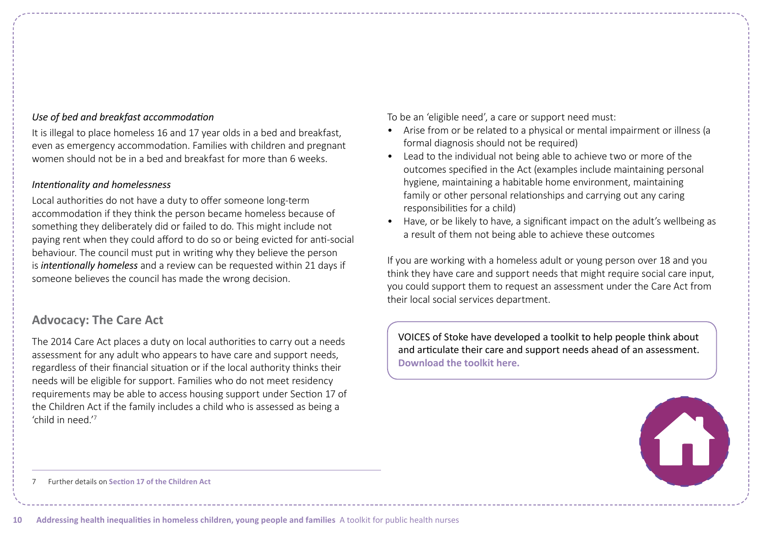*Use of bed and breakfast accommodation*

It is illegal to place homeless 16 and 17 year olds in a bed and breakfast, even as emergency accommodation. Families with children and pregnant women should not be in a bed and breakfast for more than 6 weeks.

*Intentionality and homelessness*

Local authorities do not have a duty to offer someone long-term accommodation if they think the person became homeless because of something they deliberately did or failed to do. This might include not paying rent when they could afford to do so or being evicted for anti-social behaviour. The council must put in writing why they believe the person is ***intentionally homeless*** and a review can be requested within 21 days if someone believes the council has made the wrong decision.

## Advocacy: The Care Act

The 2014 Care Act places a duty on local authorities to carry out a needs assessment for any adult who appears to have care and support needs, regardless of their financial situation or if the local authority thinks their needs will be eligible for support. Families who do not meet residency requirements may be able to access housing support under Section 17 of the Children Act if the family includes a child who is assessed as being a 'child in need.'[7]

To be an 'eligible need', a care or support need must:

- Arise from or be related to a physical or mental impairment or illness (a formal diagnosis should not be required)
- Lead to the individual not being able to achieve two or more of the outcomes specified in the Act (examples include maintaining personal hygiene, maintaining a habitable home environment, maintaining family or other personal relationships and carrying out any caring responsibilities for a child)
- Have, or be likely to have, a significant impact on the adult's wellbeing as a result of them not being able to achieve these outcomes

If you are working with a homeless adult or young person over 18 and you think they have care and support needs that might require social care input, you could support them to request an assessment under the Care Act from their local social services department.

VOICES of Stoke have developed a toolkit to help people think about and articulate their care and support needs ahead of an assessment. **Download the toolkit here.**

---

7 Further details on **Section 17 of the Children Act**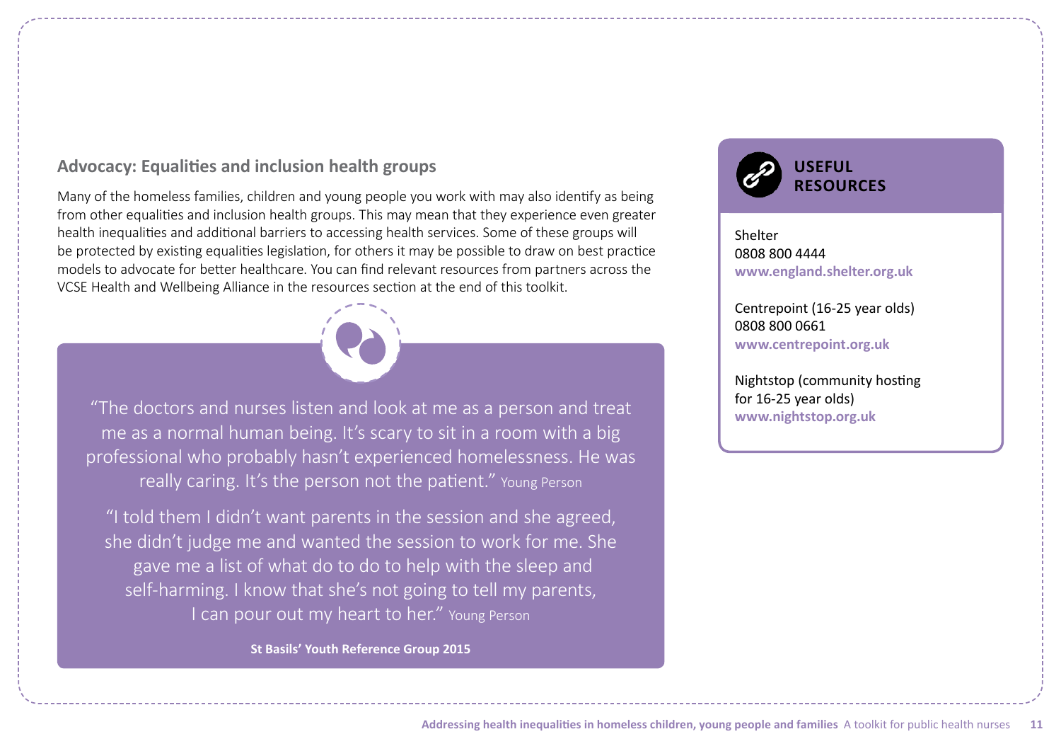## Advocacy: Equalities and inclusion health groups

Many of the homeless families, children and young people you work with may also identify as being from other equalities and inclusion health groups. This may mean that they experience even greater health inequalities and additional barriers to accessing health services. Some of these groups will be protected by existing equalities legislation, for others it may be possible to draw on best practice models to advocate for better healthcare. You can find relevant resources from partners across the VCSE Health and Wellbeing Alliance in the resources section at the end of this toolkit.

> "The doctors and nurses listen and look at me as a person and treat me as a normal human being. It's scary to sit in a room with a big professional who probably hasn't experienced homelessness. He was really caring. It's the person not the patient." Young Person
>
> "I told them I didn't want parents in the session and she agreed, she didn't judge me and wanted the session to work for me. She gave me a list of what do to do to help with the sleep and self-harming. I know that she's not going to tell my parents, I can pour out my heart to her." Young Person
>
> **St Basils' Youth Reference Group 2015**

### USEFUL RESOURCES

Shelter
0808 800 4444
**www.england.shelter.org.uk**

Centrepoint (16-25 year olds)
0808 800 0661
**www.centrepoint.org.uk**

Nightstop (community hosting for 16-25 year olds)
**www.nightstop.org.uk**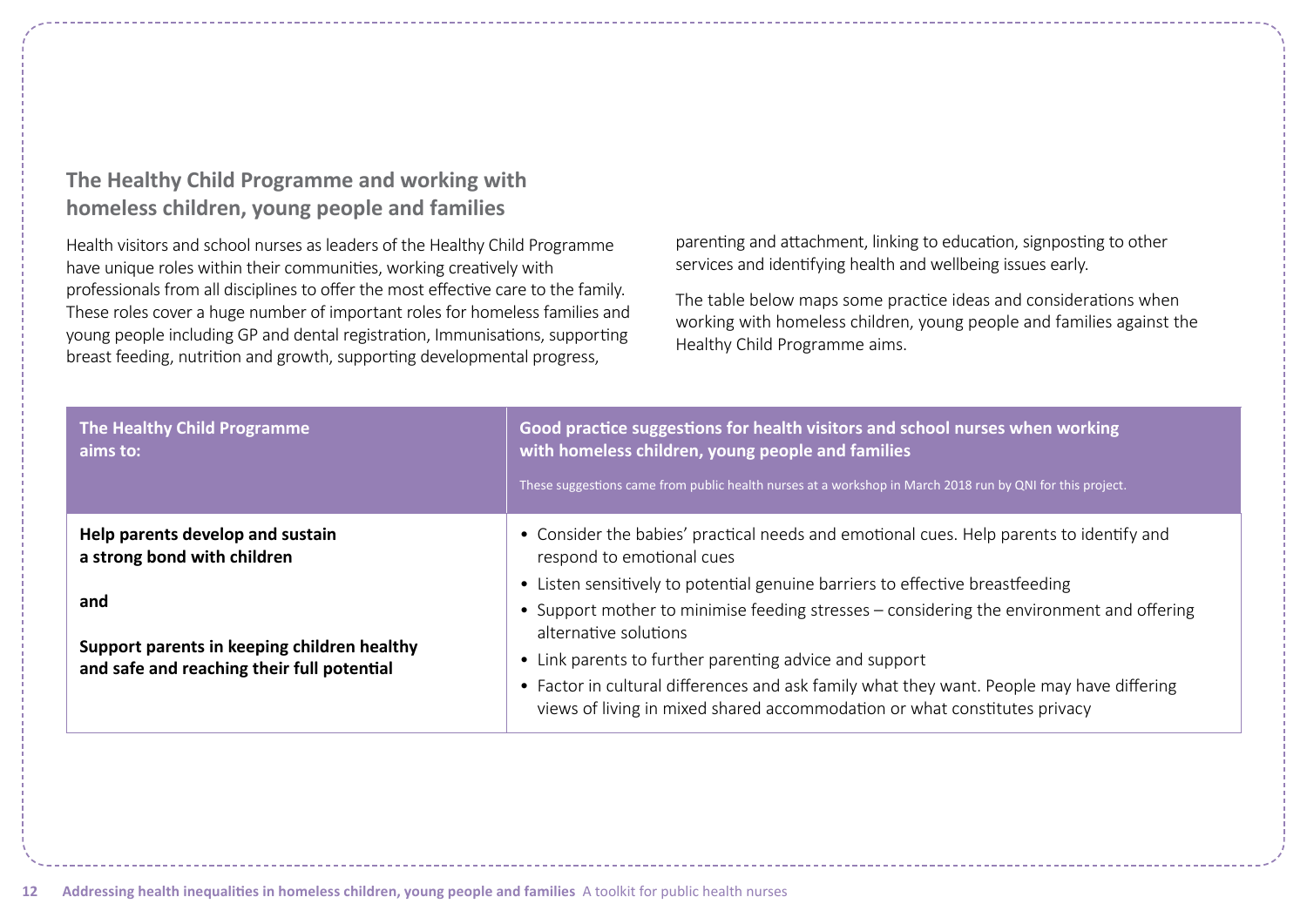## The Healthy Child Programme and working with homeless children, young people and families

Health visitors and school nurses as leaders of the Healthy Child Programme have unique roles within their communities, working creatively with professionals from all disciplines to offer the most effective care to the family. These roles cover a huge number of important roles for homeless families and young people including GP and dental registration, Immunisations, supporting breast feeding, nutrition and growth, supporting developmental progress, parenting and attachment, linking to education, signposting to other services and identifying health and wellbeing issues early.

The table below maps some practice ideas and considerations when working with homeless children, young people and families against the Healthy Child Programme aims.

| The Healthy Child Programme aims to: | Good practice suggestions for health visitors and school nurses when working with homeless children, young people and families<br><br>These suggestions came from public health nurses at a workshop in March 2018 run by QNI for this project. |
|---|---|
| **Help parents develop and sustain a strong bond with children**<br><br>**and**<br><br>**Support parents in keeping children healthy and safe and reaching their full potential** | • Consider the babies' practical needs and emotional cues. Help parents to identify and respond to emotional cues<br>• Listen sensitively to potential genuine barriers to effective breastfeeding<br>• Support mother to minimise feeding stresses – considering the environment and offering alternative solutions<br>• Link parents to further parenting advice and support<br>• Factor in cultural differences and ask family what they want. People may have differing views of living in mixed shared accommodation or what constitutes privacy |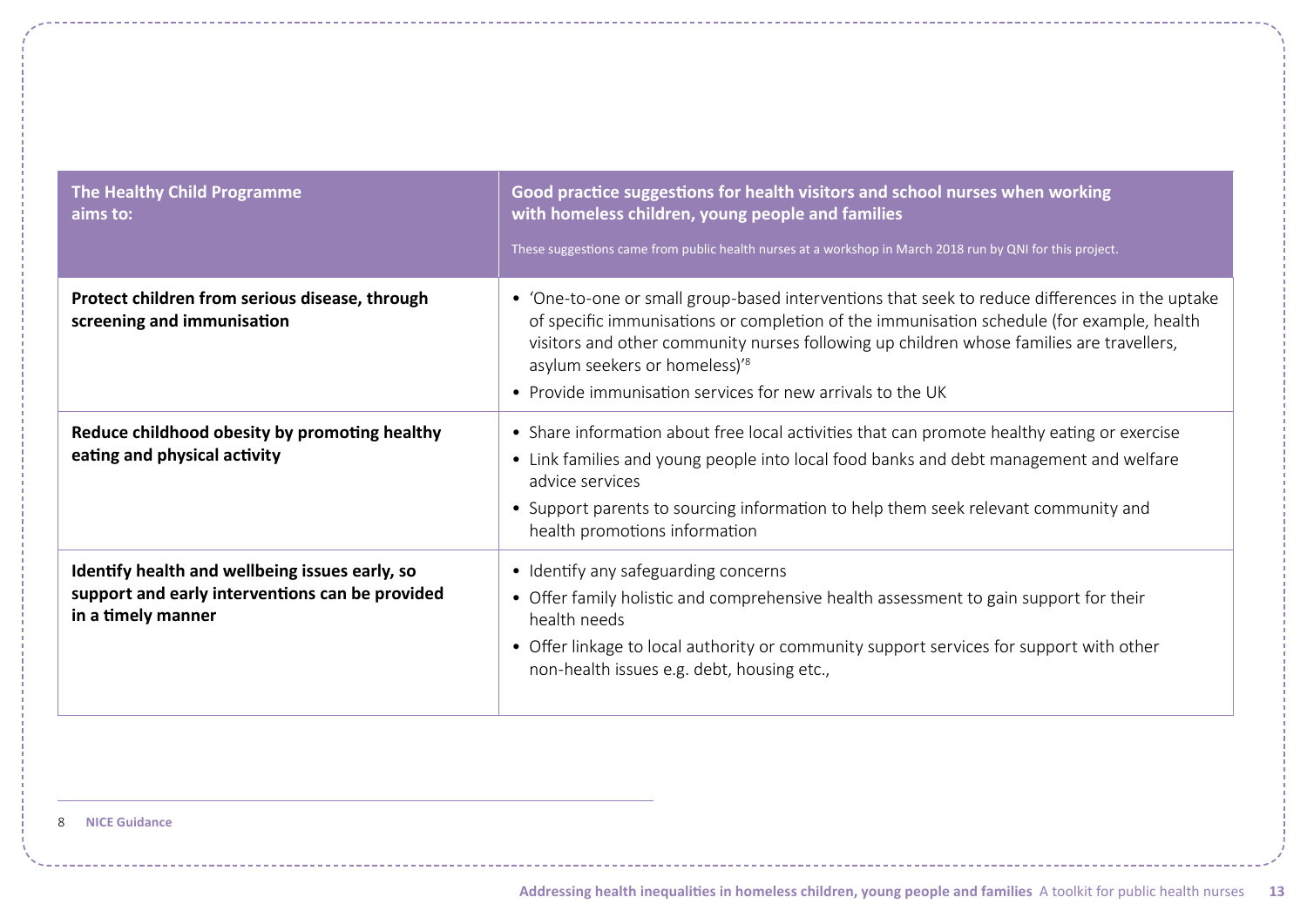| The Healthy Child Programme aims to: | Good practice suggestions for health visitors and school nurses when working with homeless children, young people and families<br><br>These suggestions came from public health nurses at a workshop in March 2018 run by QNI for this project. |
|---|---|
| **Protect children from serious disease, through screening and immunisation** | • 'One-to-one or small group-based interventions that seek to reduce differences in the uptake of specific immunisations or completion of the immunisation schedule (for example, health visitors and other community nurses following up children whose families are travellers, asylum seekers or homeless)'[8]<br>• Provide immunisation services for new arrivals to the UK |
| **Reduce childhood obesity by promoting healthy eating and physical activity** | • Share information about free local activities that can promote healthy eating or exercise<br>• Link families and young people into local food banks and debt management and welfare advice services<br>• Support parents to sourcing information to help them seek relevant community and health promotions information |
| **Identify health and wellbeing issues early, so support and early interventions can be provided in a timely manner** | • Identify any safeguarding concerns<br>• Offer family holistic and comprehensive health assessment to gain support for their health needs<br>• Offer linkage to local authority or community support services for support with other non-health issues e.g. debt, housing etc., |

8 **NICE Guidance**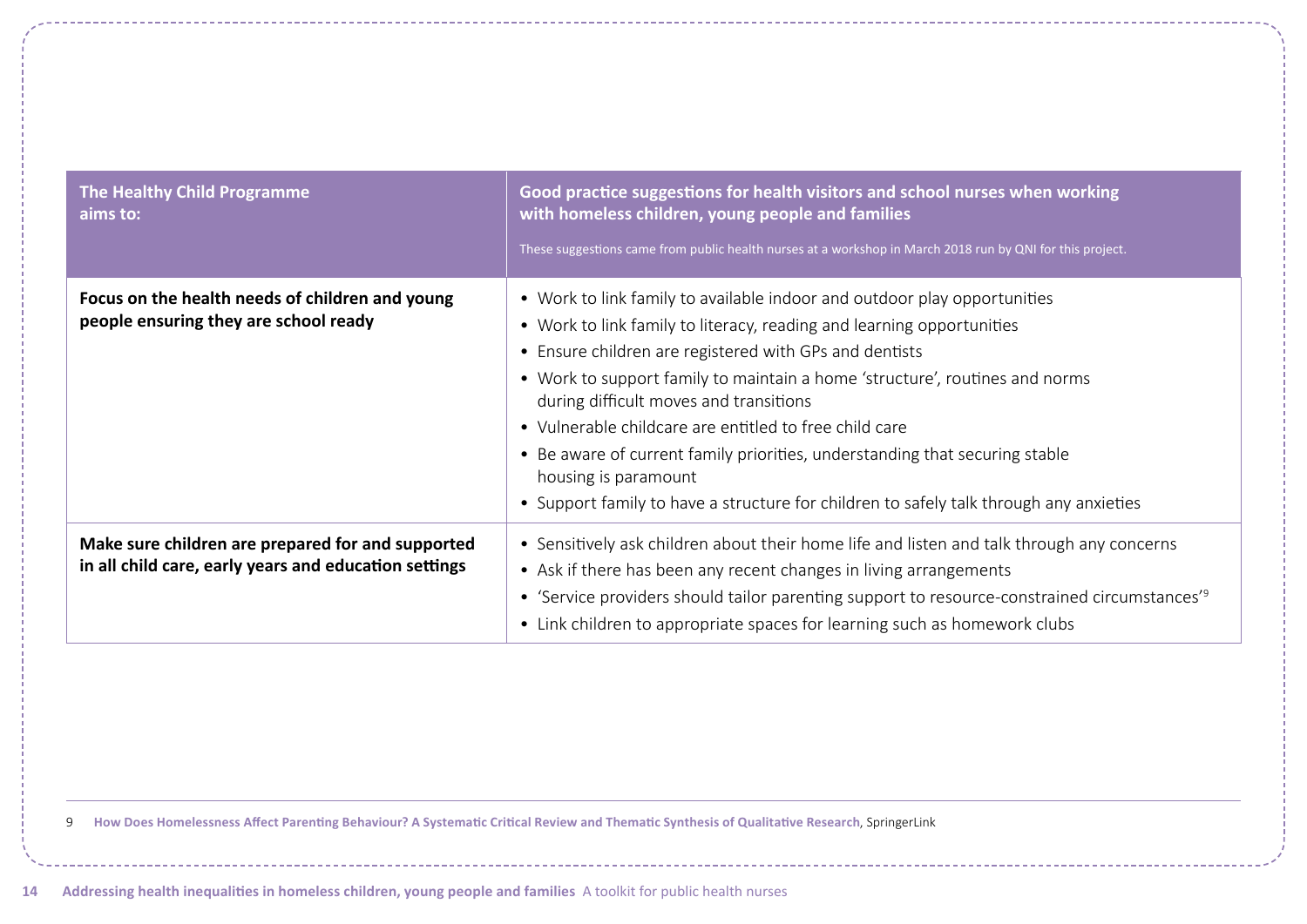| The Healthy Child Programme aims to: | Good practice suggestions for health visitors and school nurses when working with homeless children, young people and families<br><br>These suggestions came from public health nurses at a workshop in March 2018 run by QNI for this project. |
|---|---|
| **Focus on the health needs of children and young people ensuring they are school ready** | • Work to link family to available indoor and outdoor play opportunities<br>• Work to link family to literacy, reading and learning opportunities<br>• Ensure children are registered with GPs and dentists<br>• Work to support family to maintain a home 'structure', routines and norms during difficult moves and transitions<br>• Vulnerable childcare are entitled to free child care<br>• Be aware of current family priorities, understanding that securing stable housing is paramount<br>• Support family to have a structure for children to safely talk through any anxieties |
| **Make sure children are prepared for and supported in all child care, early years and education settings** | • Sensitively ask children about their home life and listen and talk through any concerns<br>• Ask if there has been any recent changes in living arrangements<br>• 'Service providers should tailor parenting support to resource-constrained circumstances'[9]<br>• Link children to appropriate spaces for learning such as homework clubs |

9 **How Does Homelessness Affect Parenting Behaviour? A Systematic Critical Review and Thematic Synthesis of Qualitative Research**, SpringerLink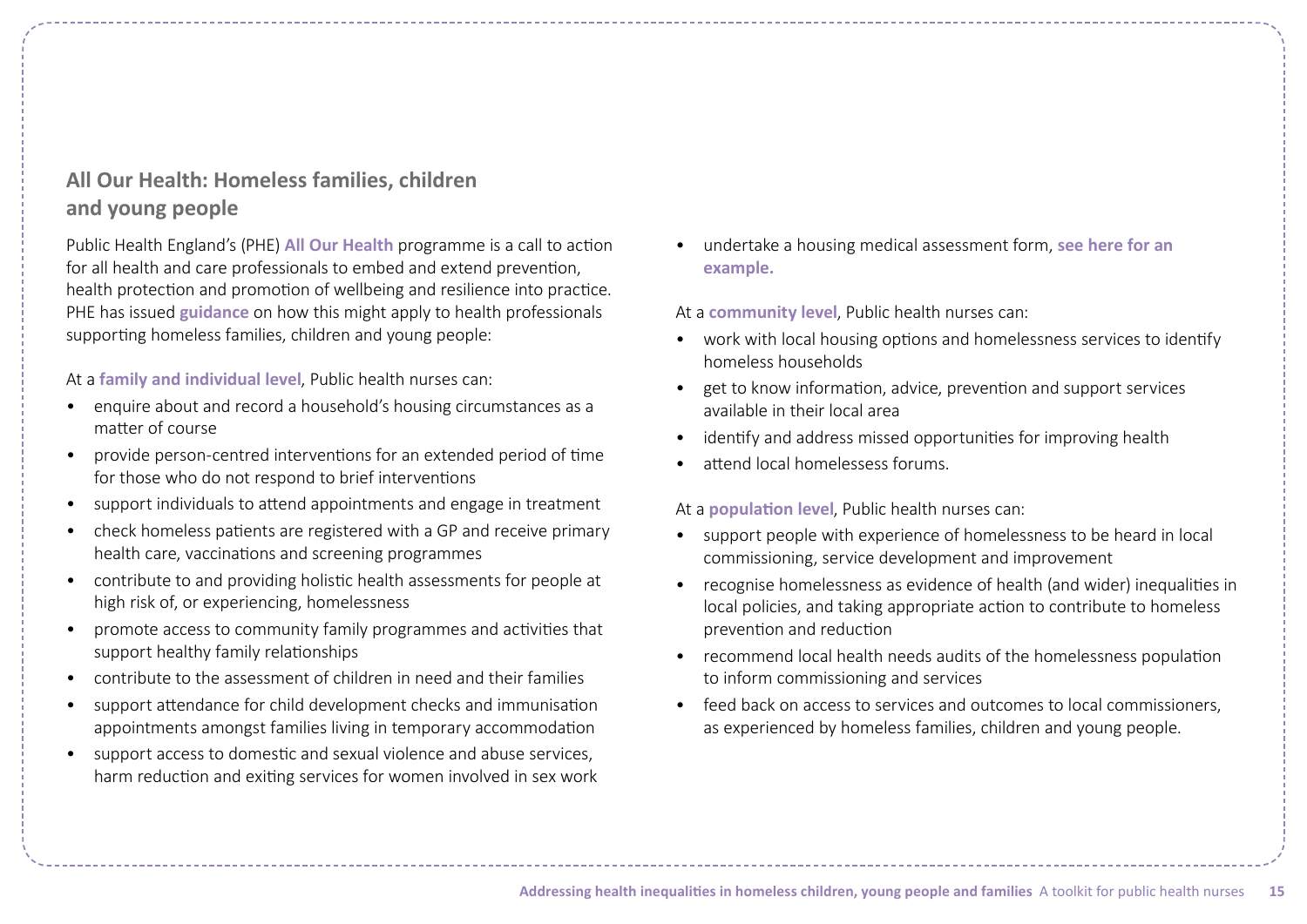## All Our Health: Homeless families, children and young people

Public Health England's (PHE) **All Our Health** programme is a call to action for all health and care professionals to embed and extend prevention, health protection and promotion of wellbeing and resilience into practice. PHE has issued **guidance** on how this might apply to health professionals supporting homeless families, children and young people:

At a **family and individual level**, Public health nurses can:

- enquire about and record a household's housing circumstances as a matter of course
- provide person-centred interventions for an extended period of time for those who do not respond to brief interventions
- support individuals to attend appointments and engage in treatment
- check homeless patients are registered with a GP and receive primary health care, vaccinations and screening programmes
- contribute to and providing holistic health assessments for people at high risk of, or experiencing, homelessness
- promote access to community family programmes and activities that support healthy family relationships
- contribute to the assessment of children in need and their families
- support attendance for child development checks and immunisation appointments amongst families living in temporary accommodation
- support access to domestic and sexual violence and abuse services, harm reduction and exiting services for women involved in sex work
- undertake a housing medical assessment form, **see here for an example.**

At a **community level**, Public health nurses can:

- work with local housing options and homelessness services to identify homeless households
- get to know information, advice, prevention and support services available in their local area
- identify and address missed opportunities for improving health
- attend local homelessess forums.

At a **population level**, Public health nurses can:

- support people with experience of homelessness to be heard in local commissioning, service development and improvement
- recognise homelessness as evidence of health (and wider) inequalities in local policies, and taking appropriate action to contribute to homeless prevention and reduction
- recommend local health needs audits of the homelessness population to inform commissioning and services
- feed back on access to services and outcomes to local commissioners, as experienced by homeless families, children and young people.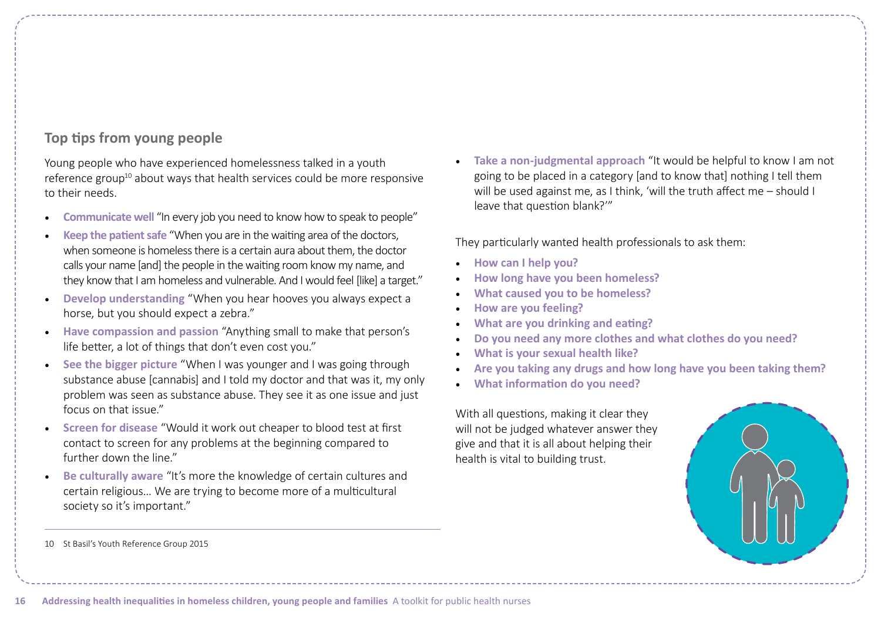## Top tips from young people

Young people who have experienced homelessness talked in a youth reference group[10] about ways that health services could be more responsive to their needs.

- **Communicate well** "In every job you need to know how to speak to people"
- **Keep the patient safe** "When you are in the waiting area of the doctors, when someone is homeless there is a certain aura about them, the doctor calls your name [and] the people in the waiting room know my name, and they know that I am homeless and vulnerable. And I would feel [like] a target."
- **Develop understanding** "When you hear hooves you always expect a horse, but you should expect a zebra."
- **Have compassion and passion** "Anything small to make that person's life better, a lot of things that don't even cost you."
- **See the bigger picture** "When I was younger and I was going through substance abuse [cannabis] and I told my doctor and that was it, my only problem was seen as substance abuse. They see it as one issue and just focus on that issue."
- **Screen for disease** "Would it work out cheaper to blood test at first contact to screen for any problems at the beginning compared to further down the line."
- **Be culturally aware** "It's more the knowledge of certain cultures and certain religious... We are trying to become more of a multicultural society so it's important."
- **Take a non-judgmental approach** "It would be helpful to know I am not going to be placed in a category [and to know that] nothing I tell them will be used against me, as I think, 'will the truth affect me – should I leave that question blank?'"

They particularly wanted health professionals to ask them:

- **How can I help you?**
- **How long have you been homeless?**
- **What caused you to be homeless?**
- **How are you feeling?**
- **What are you drinking and eating?**
- **Do you need any more clothes and what clothes do you need?**
- **What is your sexual health like?**
- **Are you taking any drugs and how long have you been taking them?**
- **What information do you need?**

With all questions, making it clear they will not be judged whatever answer they give and that it is all about helping their health is vital to building trust.

---

10 St Basil's Youth Reference Group 2015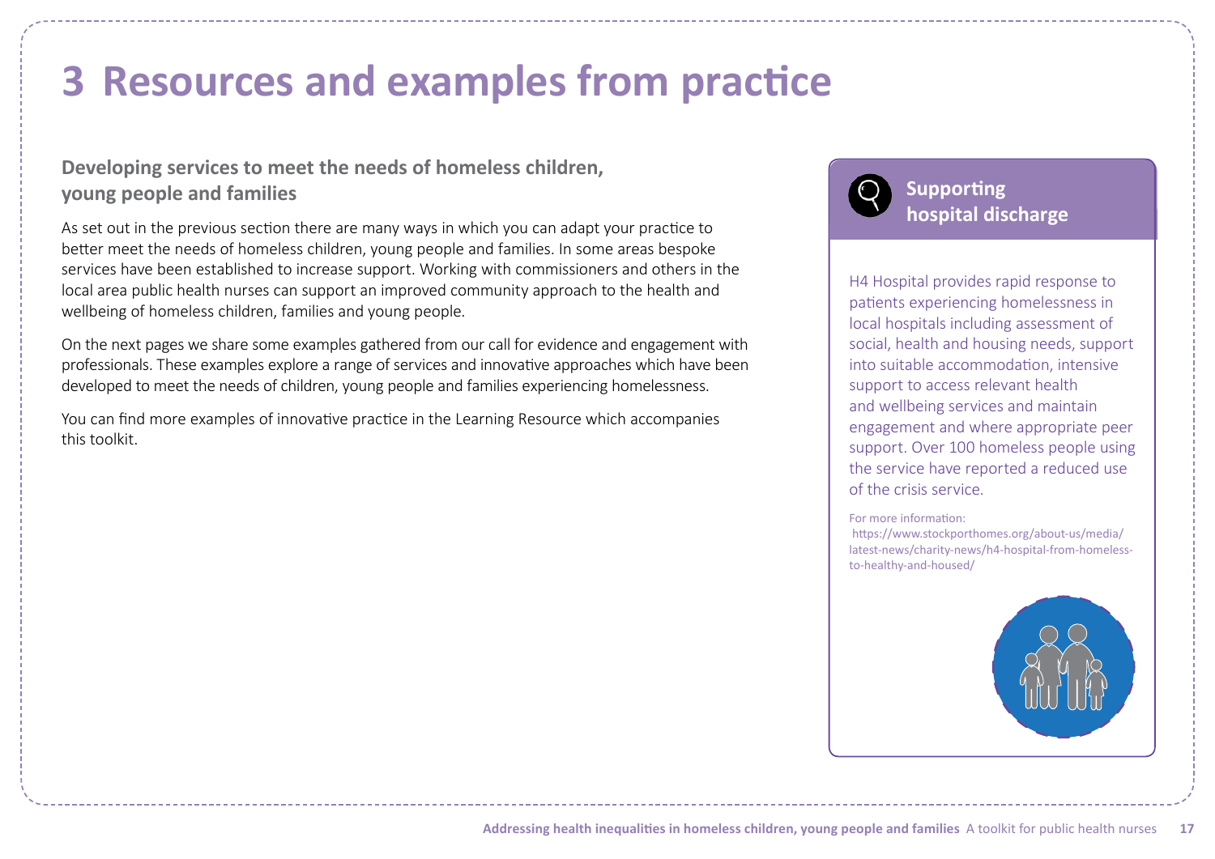# 3 Resources and examples from practice

## Developing services to meet the needs of homeless children, young people and families

As set out in the previous section there are many ways in which you can adapt your practice to better meet the needs of homeless children, young people and families. In some areas bespoke services have been established to increase support. Working with commissioners and others in the local area public health nurses can support an improved community approach to the health and wellbeing of homeless children, families and young people.

On the next pages we share some examples gathered from our call for evidence and engagement with professionals. These examples explore a range of services and innovative approaches which have been developed to meet the needs of children, young people and families experiencing homelessness.

You can find more examples of innovative practice in the Learning Resource which accompanies this toolkit.

### Supporting hospital discharge

H4 Hospital provides rapid response to patients experiencing homelessness in local hospitals including assessment of social, health and housing needs, support into suitable accommodation, intensive support to access relevant health and wellbeing services and maintain engagement and where appropriate peer support. Over 100 homeless people using the service have reported a reduced use of the crisis service.

For more information:
https://www.stockporthomes.org/about-us/media/latest-news/charity-news/h4-hospital-from-homeless-to-healthy-and-housed/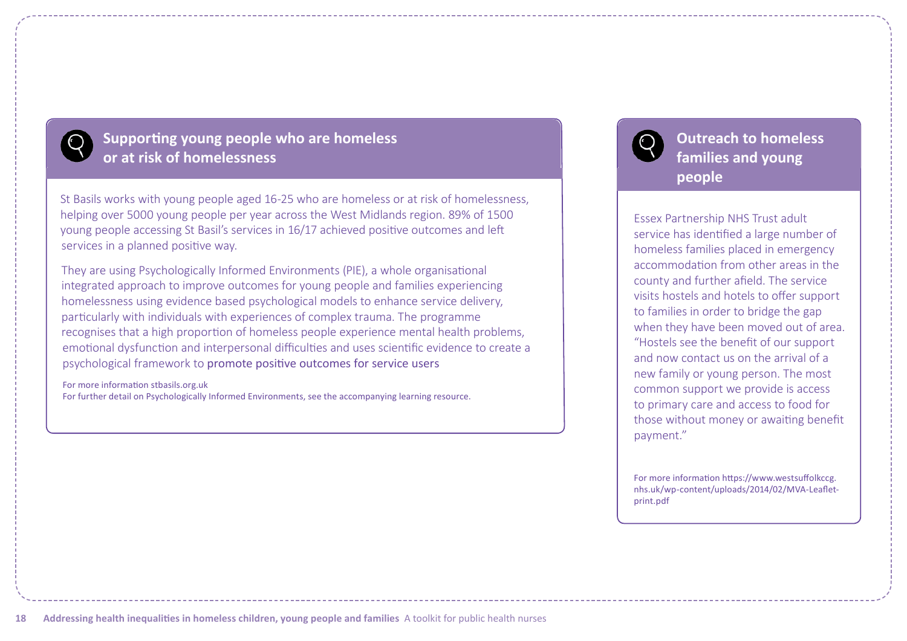## Supporting young people who are homeless or at risk of homelessness

St Basils works with young people aged 16-25 who are homeless or at risk of homelessness, helping over 5000 young people per year across the West Midlands region. 89% of 1500 young people accessing St Basil's services in 16/17 achieved positive outcomes and left services in a planned positive way.

They are using Psychologically Informed Environments (PIE), a whole organisational integrated approach to improve outcomes for young people and families experiencing homelessness using evidence based psychological models to enhance service delivery, particularly with individuals with experiences of complex trauma. The programme recognises that a high proportion of homeless people experience mental health problems, emotional dysfunction and interpersonal difficulties and uses scientific evidence to create a psychological framework to promote positive outcomes for service users

For more information stbasils.org.uk
For further detail on Psychologically Informed Environments, see the accompanying learning resource.

## Outreach to homeless families and young people

Essex Partnership NHS Trust adult service has identified a large number of homeless families placed in emergency accommodation from other areas in the county and further afield. The service visits hostels and hotels to offer support to families in order to bridge the gap when they have been moved out of area. "Hostels see the benefit of our support and now contact us on the arrival of a new family or young person. The most common support we provide is access to primary care and access to food for those without money or awaiting benefit payment."

For more information https://www.westsuffolkccg.nhs.uk/wp-content/uploads/2014/02/MVA-Leaflet-print.pdf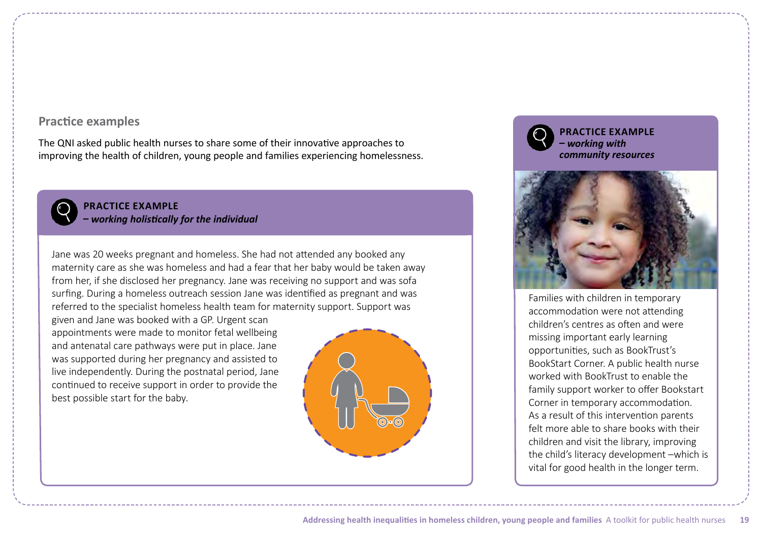## Practice examples

The QNI asked public health nurses to share some of their innovative approaches to improving the health of children, young people and families experiencing homelessness.

### PRACTICE EXAMPLE
***– working holistically for the individual***

Jane was 20 weeks pregnant and homeless. She had not attended any booked any maternity care as she was homeless and had a fear that her baby would be taken away from her, if she disclosed her pregnancy. Jane was receiving no support and was sofa surfing. During a homeless outreach session Jane was identified as pregnant and was referred to the specialist homeless health team for maternity support. Support was given and Jane was booked with a GP. Urgent scan appointments were made to monitor fetal wellbeing and antenatal care pathways were put in place. Jane was supported during her pregnancy and assisted to live independently. During the postnatal period, Jane continued to receive support in order to provide the best possible start for the baby.

### PRACTICE EXAMPLE
***– working with community resources***

Families with children in temporary accommodation were not attending children's centres as often and were missing important early learning opportunities, such as BookTrust's BookStart Corner. A public health nurse worked with BookTrust to enable the family support worker to offer Bookstart Corner in temporary accommodation. As a result of this intervention parents felt more able to share books with their children and visit the library, improving the child's literacy development –which is vital for good health in the longer term.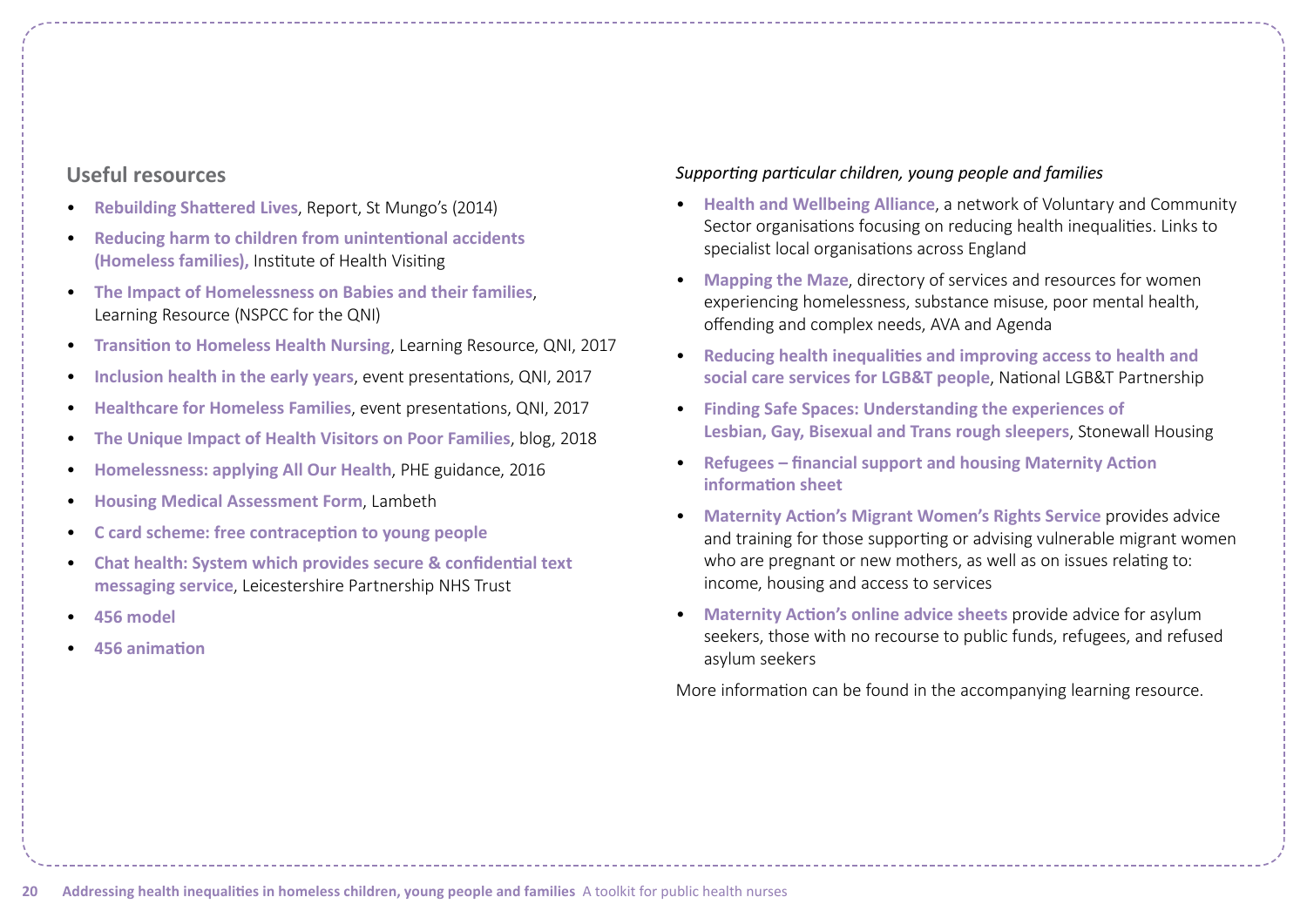## Useful resources

- **Rebuilding Shattered Lives**, Report, St Mungo's (2014)
- **Reducing harm to children from unintentional accidents (Homeless families),** Institute of Health Visiting
- **The Impact of Homelessness on Babies and their families**, Learning Resource (NSPCC for the QNI)
- **Transition to Homeless Health Nursing**, Learning Resource, QNI, 2017
- **Inclusion health in the early years**, event presentations, QNI, 2017
- **Healthcare for Homeless Families**, event presentations, QNI, 2017
- **The Unique Impact of Health Visitors on Poor Families**, blog, 2018
- **Homelessness: applying All Our Health**, PHE guidance, 2016
- **Housing Medical Assessment Form**, Lambeth
- **C card scheme: free contraception to young people**
- **Chat health: System which provides secure & confidential text messaging service**, Leicestershire Partnership NHS Trust
- **456 model**
- **456 animation**

*Supporting particular children, young people and families*

- **Health and Wellbeing Alliance**, a network of Voluntary and Community Sector organisations focusing on reducing health inequalities. Links to specialist local organisations across England
- **Mapping the Maze**, directory of services and resources for women experiencing homelessness, substance misuse, poor mental health, offending and complex needs, AVA and Agenda
- **Reducing health inequalities and improving access to health and social care services for LGB&T people**, National LGB&T Partnership
- **Finding Safe Spaces: Understanding the experiences of Lesbian, Gay, Bisexual and Trans rough sleepers**, Stonewall Housing
- **Refugees – financial support and housing Maternity Action information sheet**
- **Maternity Action's Migrant Women's Rights Service** provides advice and training for those supporting or advising vulnerable migrant women who are pregnant or new mothers, as well as on issues relating to: income, housing and access to services
- **Maternity Action's online advice sheets** provide advice for asylum seekers, those with no recourse to public funds, refugees, and refused asylum seekers

More information can be found in the accompanying learning resource.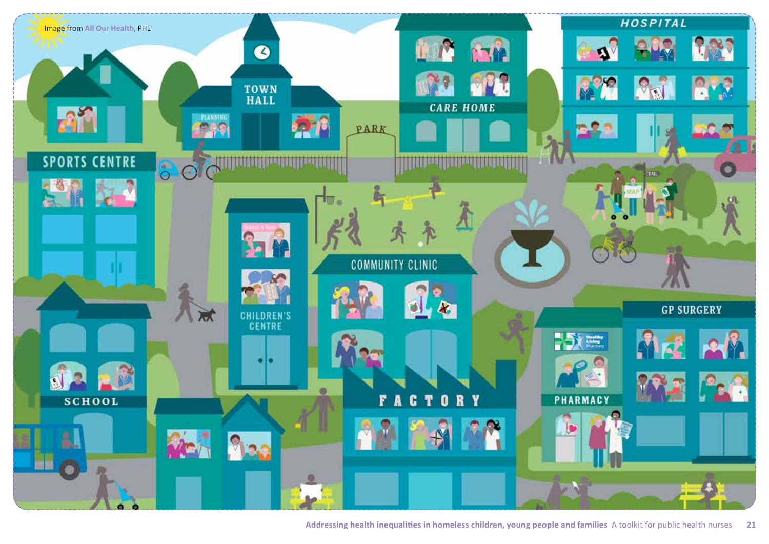Image from All Our Health, PHE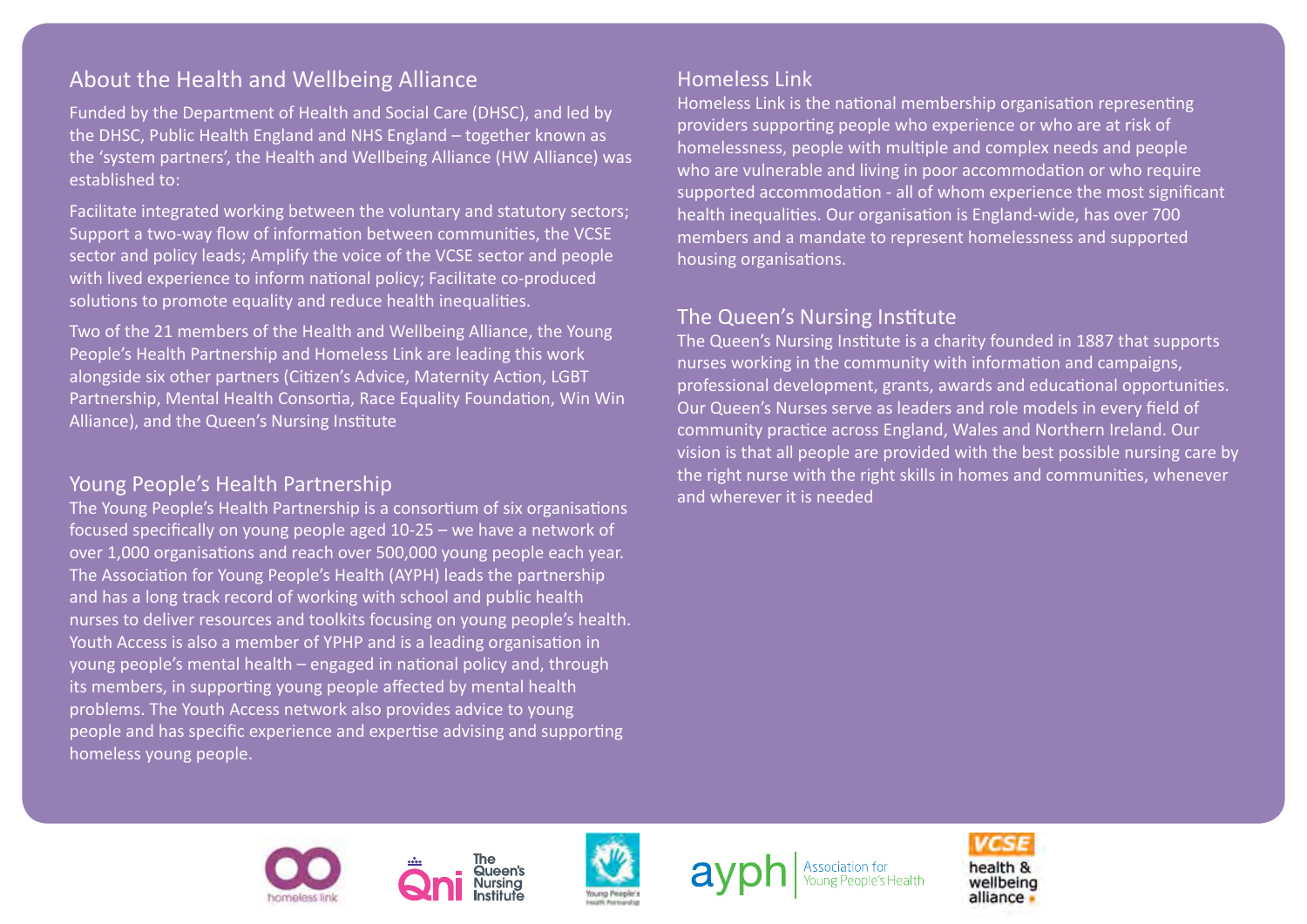## About the Health and Wellbeing Alliance

Funded by the Department of Health and Social Care (DHSC), and led by the DHSC, Public Health England and NHS England – together known as the 'system partners', the Health and Wellbeing Alliance (HW Alliance) was established to:

Facilitate integrated working between the voluntary and statutory sectors; Support a two-way flow of information between communities, the VCSE sector and policy leads; Amplify the voice of the VCSE sector and people with lived experience to inform national policy; Facilitate co-produced solutions to promote equality and reduce health inequalities.

Two of the 21 members of the Health and Wellbeing Alliance, the Young People's Health Partnership and Homeless Link are leading this work alongside six other partners (Citizen's Advice, Maternity Action, LGBT Partnership, Mental Health Consortia, Race Equality Foundation, Win Win Alliance), and the Queen's Nursing Institute

## Young People's Health Partnership

The Young People's Health Partnership is a consortium of six organisations focused specifically on young people aged 10-25 – we have a network of over 1,000 organisations and reach over 500,000 young people each year. The Association for Young People's Health (AYPH) leads the partnership and has a long track record of working with school and public health nurses to deliver resources and toolkits focusing on young people's health. Youth Access is also a member of YPHP and is a leading organisation in young people's mental health – engaged in national policy and, through its members, in supporting young people affected by mental health problems. The Youth Access network also provides advice to young people and has specific experience and expertise advising and supporting homeless young people.

## Homeless Link

Homeless Link is the national membership organisation representing providers supporting people who experience or who are at risk of homelessness, people with multiple and complex needs and people who are vulnerable and living in poor accommodation or who require supported accommodation - all of whom experience the most significant health inequalities. Our organisation is England-wide, has over 700 members and a mandate to represent homelessness and supported housing organisations.

## The Queen's Nursing Institute

The Queen's Nursing Institute is a charity founded in 1887 that supports nurses working in the community with information and campaigns, professional development, grants, awards and educational opportunities. Our Queen's Nurses serve as leaders and role models in every field of community practice across England, Wales and Northern Ireland. Our vision is that all people are provided with the best possible nursing care by the right nurse with the right skills in homes and communities, whenever and wherever it is needed

homeless link

QNI The Queen's Nursing Institute

Young People's Health Partnership

ayph Association for Young People's Health

VCSE health & wellbeing alliance